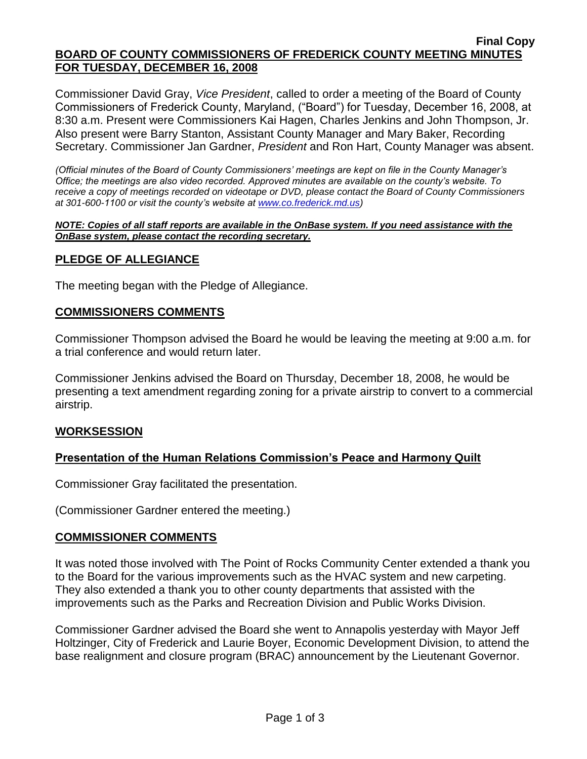**Final Copy**

**BOARD OF COUNTY COMMISSIONERS OF FREDERICK COUNTY MEETING MINUTES FOR TUESDAY, DECEMBER 16, 2008**

Commissioner David Gray, *Vice President*, called to order a meeting of the Board of County Commissioners of Frederick County, Maryland, ("Board") for Tuesday, December 16, 2008, at 8:30 a.m. Present were Commissioners Kai Hagen, Charles Jenkins and John Thompson, Jr. Also present were Barry Stanton, Assistant County Manager and Mary Baker, Recording Secretary. Commissioner Jan Gardner, *President* and Ron Hart, County Manager was absent.

*(Official minutes of the Board of County Commissioners' meetings are kept on file in the County Manager's Office; the meetings are also video recorded. Approved minutes are available on the county's website. To receive a copy of meetings recorded on videotape or DVD, please contact the Board of County Commissioners at 301-600-1100 or visit the county's website at www.co.frederick.md.us)*

***NOTE: Copies of all staff reports are available in the OnBase system. If you need assistance with the OnBase system, please contact the recording secretary.***

## PLEDGE OF ALLEGIANCE

The meeting began with the Pledge of Allegiance.

## COMMISSIONERS COMMENTS

Commissioner Thompson advised the Board he would be leaving the meeting at 9:00 a.m. for a trial conference and would return later.

Commissioner Jenkins advised the Board on Thursday, December 18, 2008, he would be presenting a text amendment regarding zoning for a private airstrip to convert to a commercial airstrip.

## WORKSESSION

### Presentation of the Human Relations Commission's Peace and Harmony Quilt

Commissioner Gray facilitated the presentation.

(Commissioner Gardner entered the meeting.)

## COMMISSIONER COMMENTS

It was noted those involved with The Point of Rocks Community Center extended a thank you to the Board for the various improvements such as the HVAC system and new carpeting. They also extended a thank you to other county departments that assisted with the improvements such as the Parks and Recreation Division and Public Works Division.

Commissioner Gardner advised the Board she went to Annapolis yesterday with Mayor Jeff Holtzinger, City of Frederick and Laurie Boyer, Economic Development Division, to attend the base realignment and closure program (BRAC) announcement by the Lieutenant Governor.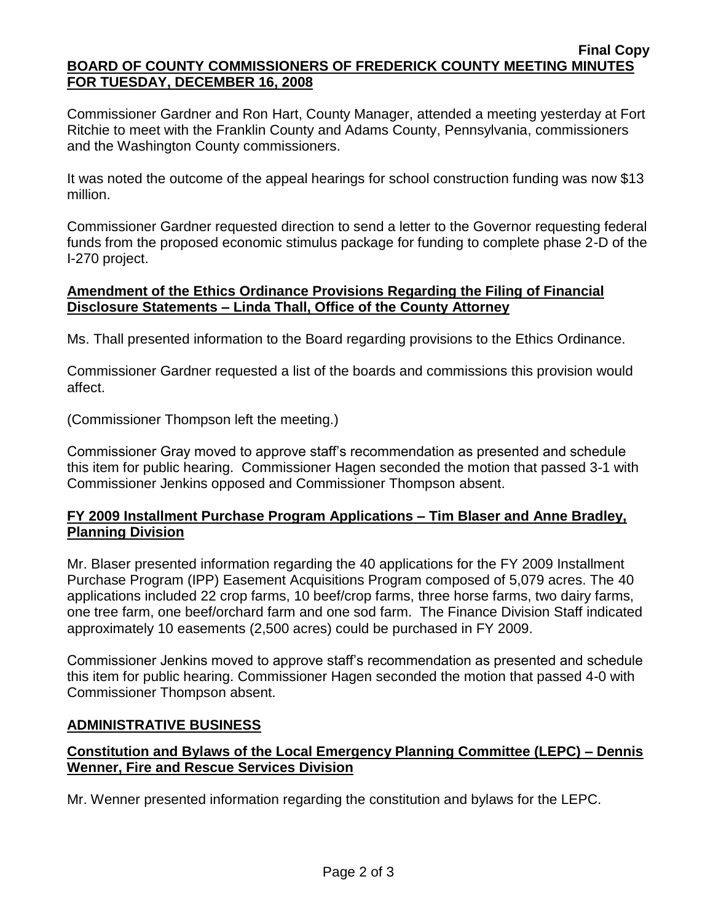Commissioner Gardner and Ron Hart, County Manager, attended a meeting yesterday at Fort Ritchie to meet with the Franklin County and Adams County, Pennsylvania, commissioners and the Washington County commissioners.

It was noted the outcome of the appeal hearings for school construction funding was now $13 million.

Commissioner Gardner requested direction to send a letter to the Governor requesting federal funds from the proposed economic stimulus package for funding to complete phase 2-D of the I-270 project.

**Amendment of the Ethics Ordinance Provisions Regarding the Filing of Financial Disclosure Statements – Linda Thall, Office of the County Attorney**

Ms. Thall presented information to the Board regarding provisions to the Ethics Ordinance.

Commissioner Gardner requested a list of the boards and commissions this provision would affect.

(Commissioner Thompson left the meeting.)

Commissioner Gray moved to approve staff's recommendation as presented and schedule this item for public hearing. Commissioner Hagen seconded the motion that passed 3-1 with Commissioner Jenkins opposed and Commissioner Thompson absent.

**FY 2009 Installment Purchase Program Applications – Tim Blaser and Anne Bradley, Planning Division**

Mr. Blaser presented information regarding the 40 applications for the FY 2009 Installment Purchase Program (IPP) Easement Acquisitions Program composed of 5,079 acres. The 40 applications included 22 crop farms, 10 beef/crop farms, three horse farms, two dairy farms, one tree farm, one beef/orchard farm and one sod farm. The Finance Division Staff indicated approximately 10 easements (2,500 acres) could be purchased in FY 2009.

Commissioner Jenkins moved to approve staff's recommendation as presented and schedule this item for public hearing. Commissioner Hagen seconded the motion that passed 4-0 with Commissioner Thompson absent.

**ADMINISTRATIVE BUSINESS**

**Constitution and Bylaws of the Local Emergency Planning Committee (LEPC) – Dennis Wenner, Fire and Rescue Services Division**

Mr. Wenner presented information regarding the constitution and bylaws for the LEPC.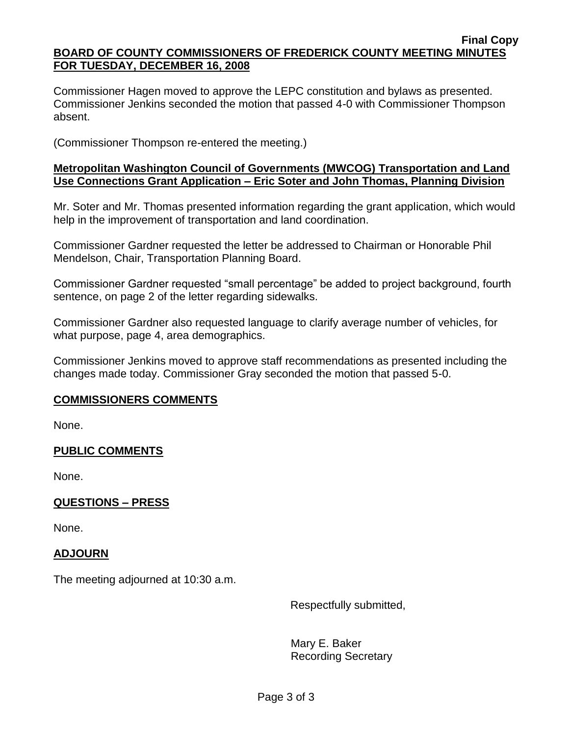Commissioner Hagen moved to approve the LEPC constitution and bylaws as presented. Commissioner Jenkins seconded the motion that passed 4-0 with Commissioner Thompson absent.

(Commissioner Thompson re-entered the meeting.)

**Metropolitan Washington Council of Governments (MWCOG) Transportation and Land Use Connections Grant Application – Eric Soter and John Thomas, Planning Division**

Mr. Soter and Mr. Thomas presented information regarding the grant application, which would help in the improvement of transportation and land coordination.

Commissioner Gardner requested the letter be addressed to Chairman or Honorable Phil Mendelson, Chair, Transportation Planning Board.

Commissioner Gardner requested "small percentage" be added to project background, fourth sentence, on page 2 of the letter regarding sidewalks.

Commissioner Gardner also requested language to clarify average number of vehicles, for what purpose, page 4, area demographics.

Commissioner Jenkins moved to approve staff recommendations as presented including the changes made today. Commissioner Gray seconded the motion that passed 5-0.

## COMMISSIONERS COMMENTS

None.

## PUBLIC COMMENTS

None.

## QUESTIONS – PRESS

None.

## ADJOURN

The meeting adjourned at 10:30 a.m.

Respectfully submitted,

Mary E. Baker
Recording Secretary